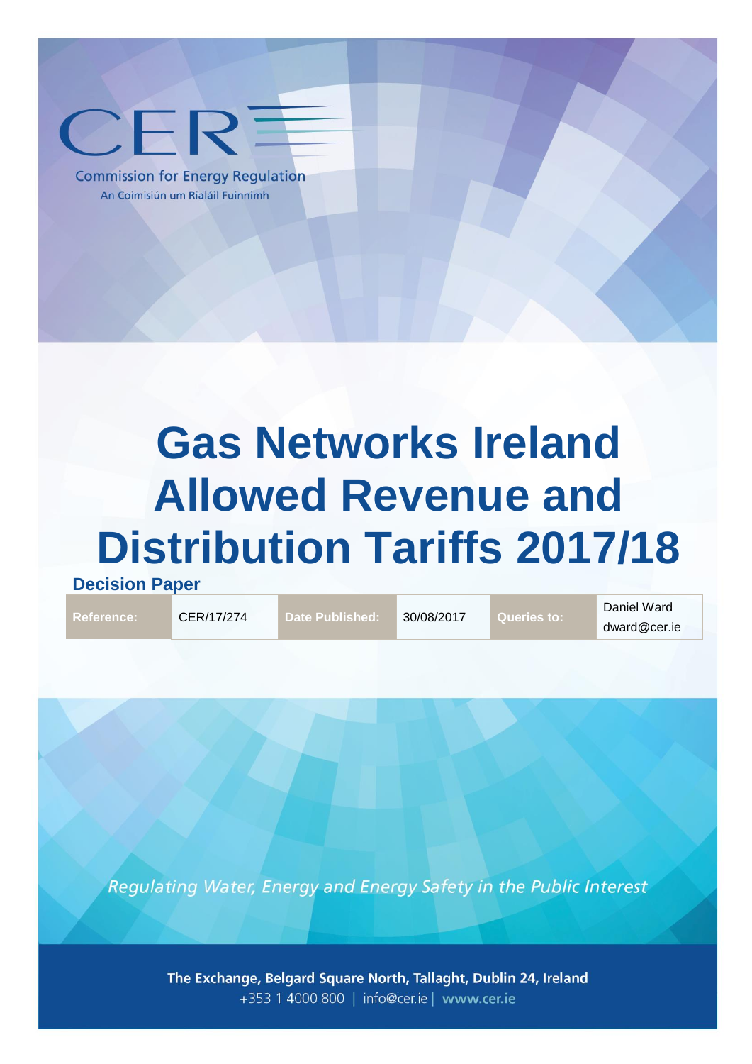CER

Commission for Energy Regulation

An Coimisiún um Rialáil Fuinnimh

# Gas Networks Ireland Allowed Revenue and Distribution Tariffs 2017/18

## Decision Paper

| Reference: | CER/17/274 | Date Published: | 30/08/2017 | Queries to: | Daniel Ward dward@cer.ie |
|---|---|---|---|---|---|

*Regulating Water, Energy and Energy Safety in the Public Interest*

**The Exchange, Belgard Square North, Tallaght, Dublin 24, Ireland**

+353 1 4000 800 | info@cer.ie | **www.cer.ie**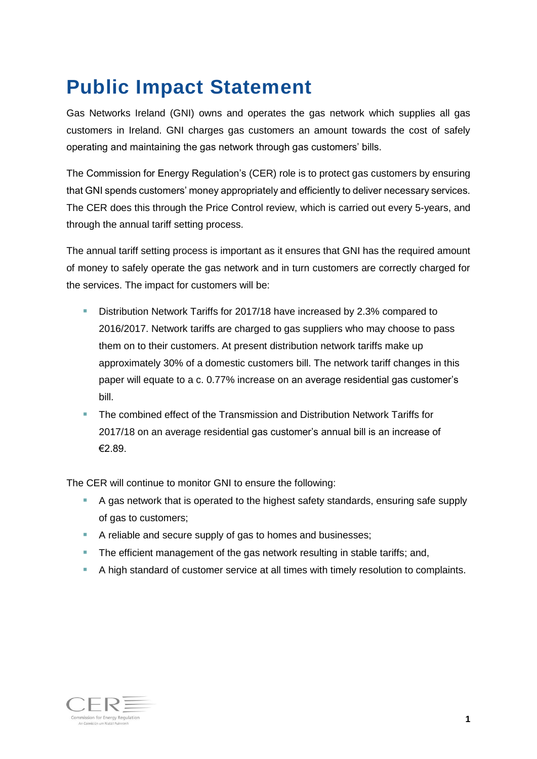# Public Impact Statement

Gas Networks Ireland (GNI) owns and operates the gas network which supplies all gas customers in Ireland. GNI charges gas customers an amount towards the cost of safely operating and maintaining the gas network through gas customers' bills.

The Commission for Energy Regulation's (CER) role is to protect gas customers by ensuring that GNI spends customers' money appropriately and efficiently to deliver necessary services. The CER does this through the Price Control review, which is carried out every 5-years, and through the annual tariff setting process.

The annual tariff setting process is important as it ensures that GNI has the required amount of money to safely operate the gas network and in turn customers are correctly charged for the services. The impact for customers will be:

- Distribution Network Tariffs for 2017/18 have increased by 2.3% compared to 2016/2017. Network tariffs are charged to gas suppliers who may choose to pass them on to their customers. At present distribution network tariffs make up approximately 30% of a domestic customers bill. The network tariff changes in this paper will equate to a c. 0.77% increase on an average residential gas customer's bill.
- The combined effect of the Transmission and Distribution Network Tariffs for 2017/18 on an average residential gas customer's annual bill is an increase of €2.89.

The CER will continue to monitor GNI to ensure the following:

- A gas network that is operated to the highest safety standards, ensuring safe supply of gas to customers;
- A reliable and secure supply of gas to homes and businesses;
- The efficient management of the gas network resulting in stable tariffs; and,
- A high standard of customer service at all times with timely resolution to complaints.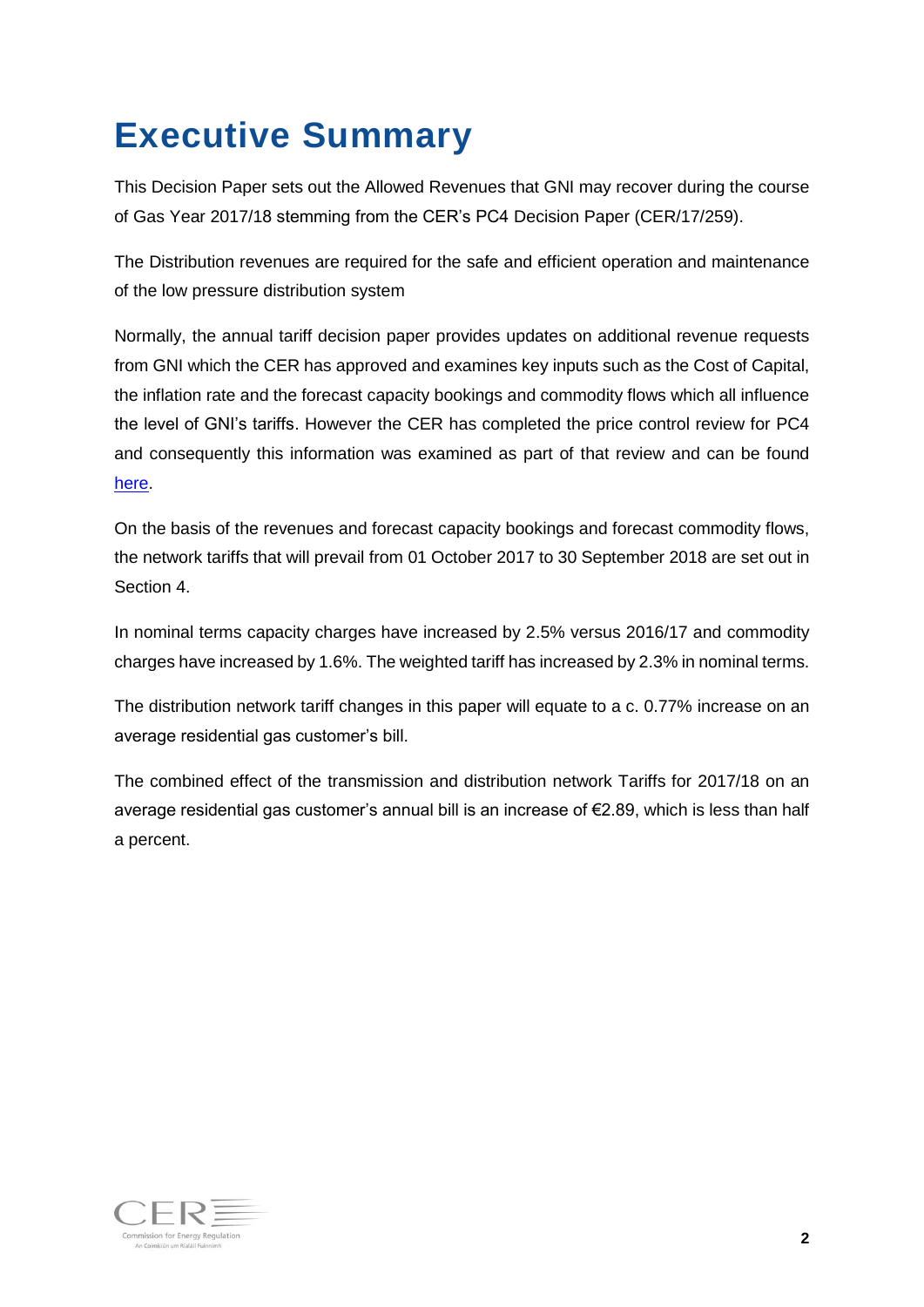# Executive Summary

This Decision Paper sets out the Allowed Revenues that GNI may recover during the course of Gas Year 2017/18 stemming from the CER's PC4 Decision Paper (CER/17/259).

The Distribution revenues are required for the safe and efficient operation and maintenance of the low pressure distribution system

Normally, the annual tariff decision paper provides updates on additional revenue requests from GNI which the CER has approved and examines key inputs such as the Cost of Capital, the inflation rate and the forecast capacity bookings and commodity flows which all influence the level of GNI's tariffs. However the CER has completed the price control review for PC4 and consequently this information was examined as part of that review and can be found here.

On the basis of the revenues and forecast capacity bookings and forecast commodity flows, the network tariffs that will prevail from 01 October 2017 to 30 September 2018 are set out in Section 4.

In nominal terms capacity charges have increased by 2.5% versus 2016/17 and commodity charges have increased by 1.6%. The weighted tariff has increased by 2.3% in nominal terms.

The distribution network tariff changes in this paper will equate to a c. 0.77% increase on an average residential gas customer's bill.

The combined effect of the transmission and distribution network Tariffs for 2017/18 on an average residential gas customer's annual bill is an increase of €2.89, which is less than half a percent.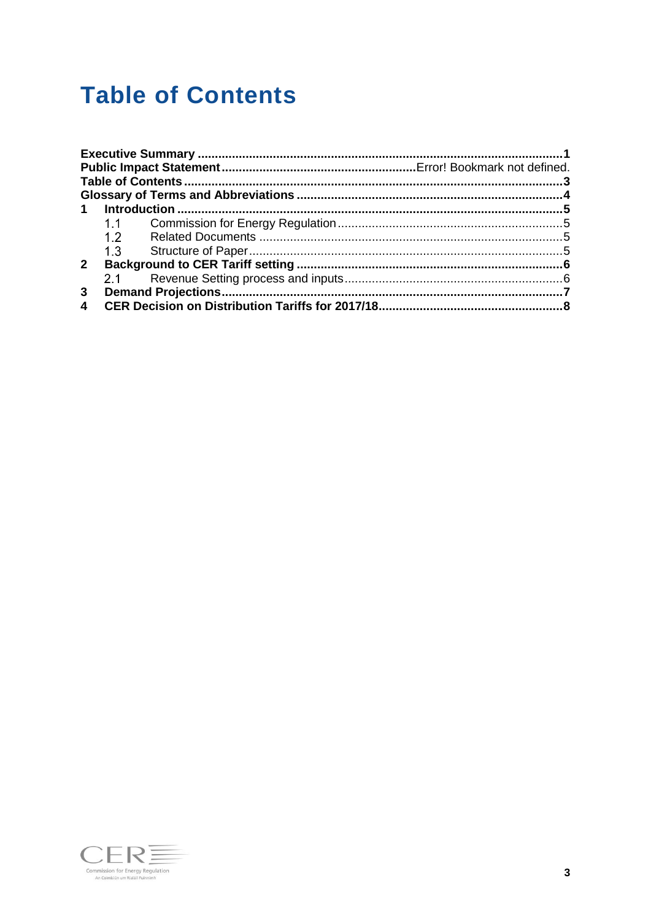# Table of Contents

**Executive Summary** .......................................................................................................... **1**
**Public Impact Statement** ........................................................ Error! Bookmark not defined.
**Table of Contents** ............................................................................................................ **3**
**Glossary of Terms and Abbreviations** ............................................................................. **4**
**1 Introduction** ................................................................................................................ **5**
  1.1 Commission for Energy Regulation .................................................................. 5
  1.2 Related Documents ........................................................................................... 5
  1.3 Structure of Paper ............................................................................................. 5
**2 Background to CER Tariff setting** ............................................................................. **6**
  2.1 Revenue Setting process and inputs ................................................................ 6
**3 Demand Projections** .................................................................................................. **7**
**4 CER Decision on Distribution Tariffs for 2017/18** ..................................................... **8**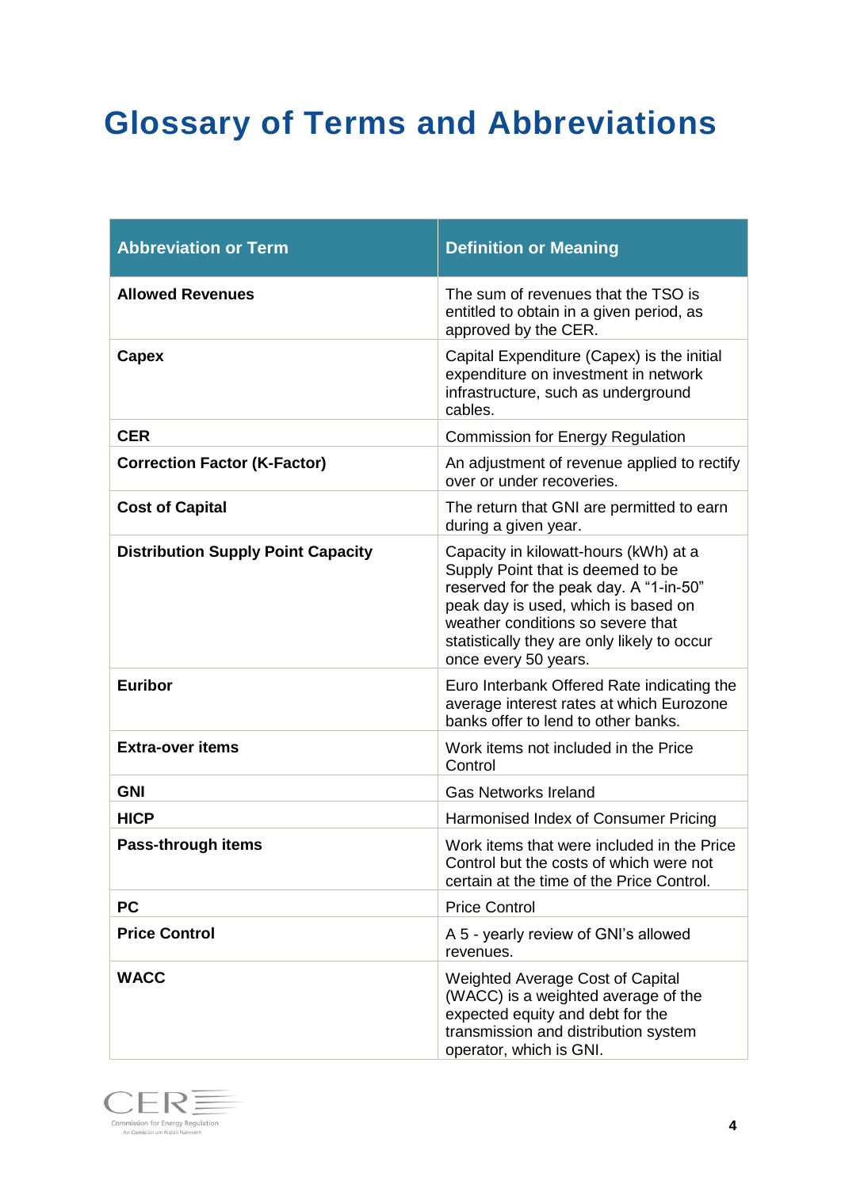# Glossary of Terms and Abbreviations

| Abbreviation or Term | Definition or Meaning |
|---|---|
| **Allowed Revenues** | The sum of revenues that the TSO is entitled to obtain in a given period, as approved by the CER. |
| **Capex** | Capital Expenditure (Capex) is the initial expenditure on investment in network infrastructure, such as underground cables. |
| **CER** | Commission for Energy Regulation |
| **Correction Factor (K-Factor)** | An adjustment of revenue applied to rectify over or under recoveries. |
| **Cost of Capital** | The return that GNI are permitted to earn during a given year. |
| **Distribution Supply Point Capacity** | Capacity in kilowatt-hours (kWh) at a Supply Point that is deemed to be reserved for the peak day. A "1-in-50" peak day is used, which is based on weather conditions so severe that statistically they are only likely to occur once every 50 years. |
| **Euribor** | Euro Interbank Offered Rate indicating the average interest rates at which Eurozone banks offer to lend to other banks. |
| **Extra-over items** | Work items not included in the Price Control |
| **GNI** | Gas Networks Ireland |
| **HICP** | Harmonised Index of Consumer Pricing |
| **Pass-through items** | Work items that were included in the Price Control but the costs of which were not certain at the time of the Price Control. |
| **PC** | Price Control |
| **Price Control** | A 5 - yearly review of GNI's allowed revenues. |
| **WACC** | Weighted Average Cost of Capital (WACC) is a weighted average of the expected equity and debt for the transmission and distribution system operator, which is GNI. |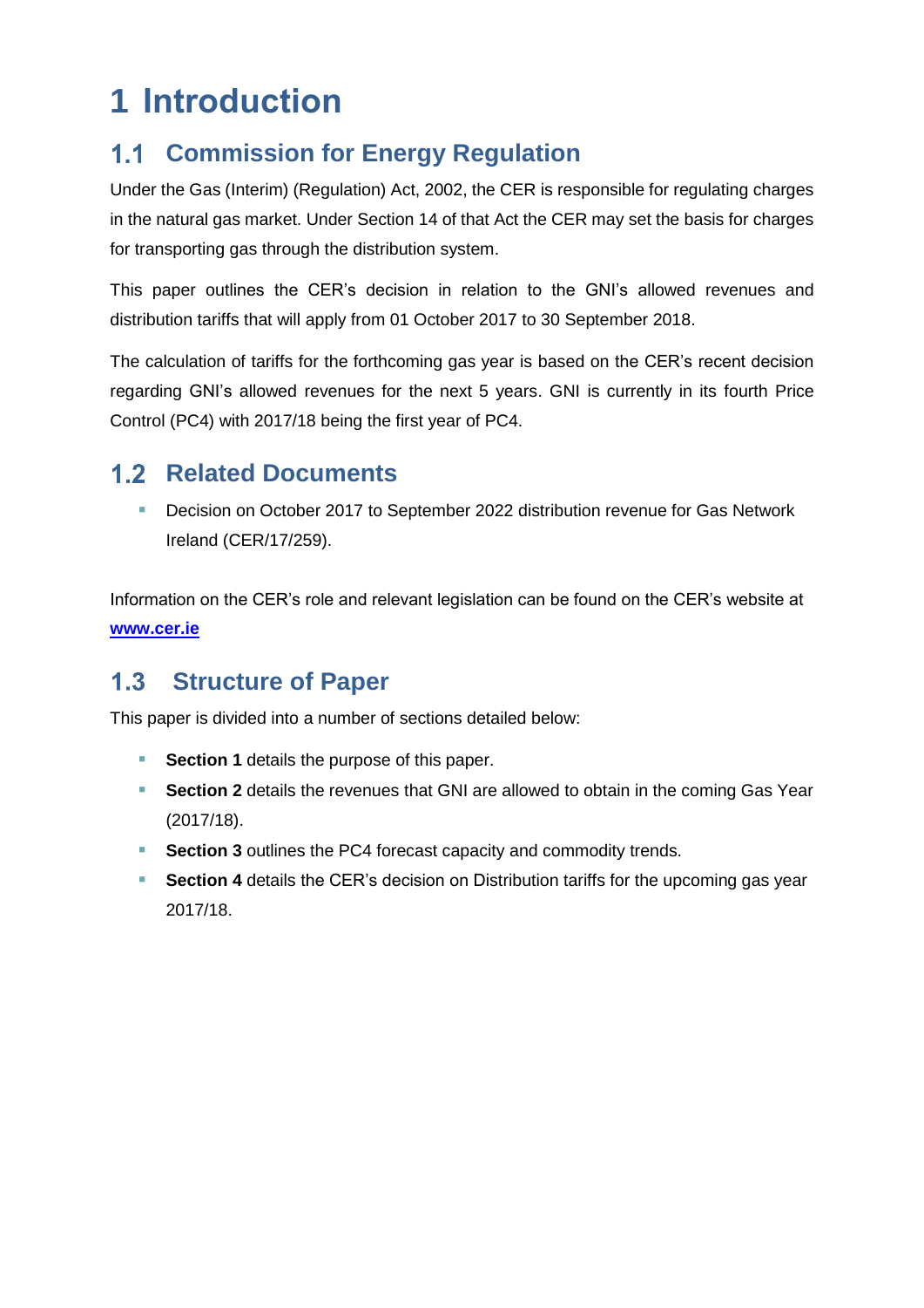# 1 Introduction

## 1.1 Commission for Energy Regulation

Under the Gas (Interim) (Regulation) Act, 2002, the CER is responsible for regulating charges in the natural gas market. Under Section 14 of that Act the CER may set the basis for charges for transporting gas through the distribution system.

This paper outlines the CER's decision in relation to the GNI's allowed revenues and distribution tariffs that will apply from 01 October 2017 to 30 September 2018.

The calculation of tariffs for the forthcoming gas year is based on the CER's recent decision regarding GNI's allowed revenues for the next 5 years. GNI is currently in its fourth Price Control (PC4) with 2017/18 being the first year of PC4.

## 1.2 Related Documents

- Decision on October 2017 to September 2022 distribution revenue for Gas Network Ireland (CER/17/259).

Information on the CER's role and relevant legislation can be found on the CER's website at **www.cer.ie**

## 1.3 Structure of Paper

This paper is divided into a number of sections detailed below:

- **Section 1** details the purpose of this paper.
- **Section 2** details the revenues that GNI are allowed to obtain in the coming Gas Year (2017/18).
- **Section 3** outlines the PC4 forecast capacity and commodity trends.
- **Section 4** details the CER's decision on Distribution tariffs for the upcoming gas year 2017/18.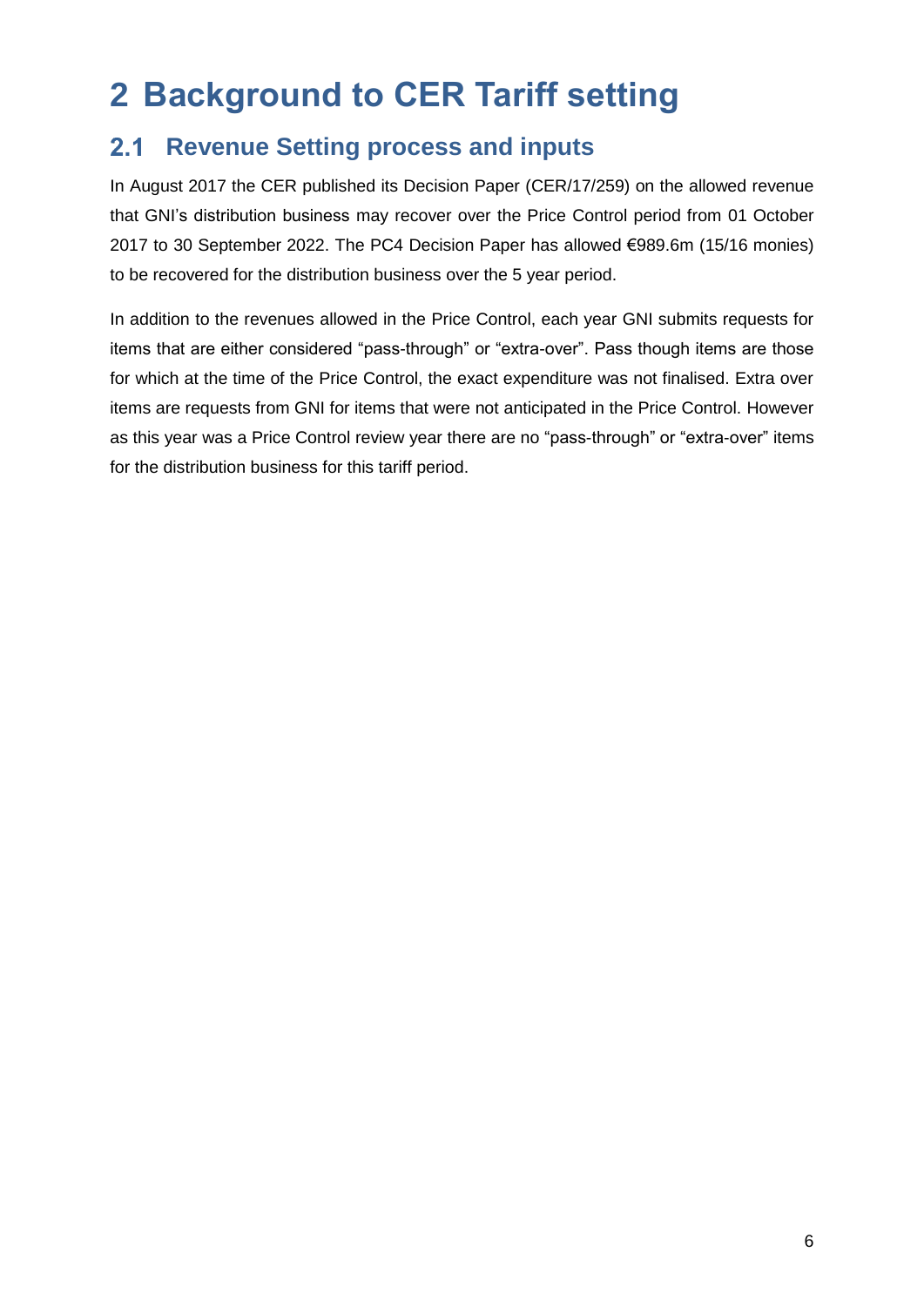# 2 Background to CER Tariff setting

## 2.1 Revenue Setting process and inputs

In August 2017 the CER published its Decision Paper (CER/17/259) on the allowed revenue that GNI's distribution business may recover over the Price Control period from 01 October 2017 to 30 September 2022. The PC4 Decision Paper has allowed €989.6m (15/16 monies) to be recovered for the distribution business over the 5 year period.

In addition to the revenues allowed in the Price Control, each year GNI submits requests for items that are either considered "pass-through" or "extra-over". Pass though items are those for which at the time of the Price Control, the exact expenditure was not finalised. Extra over items are requests from GNI for items that were not anticipated in the Price Control. However as this year was a Price Control review year there are no "pass-through" or "extra-over" items for the distribution business for this tariff period.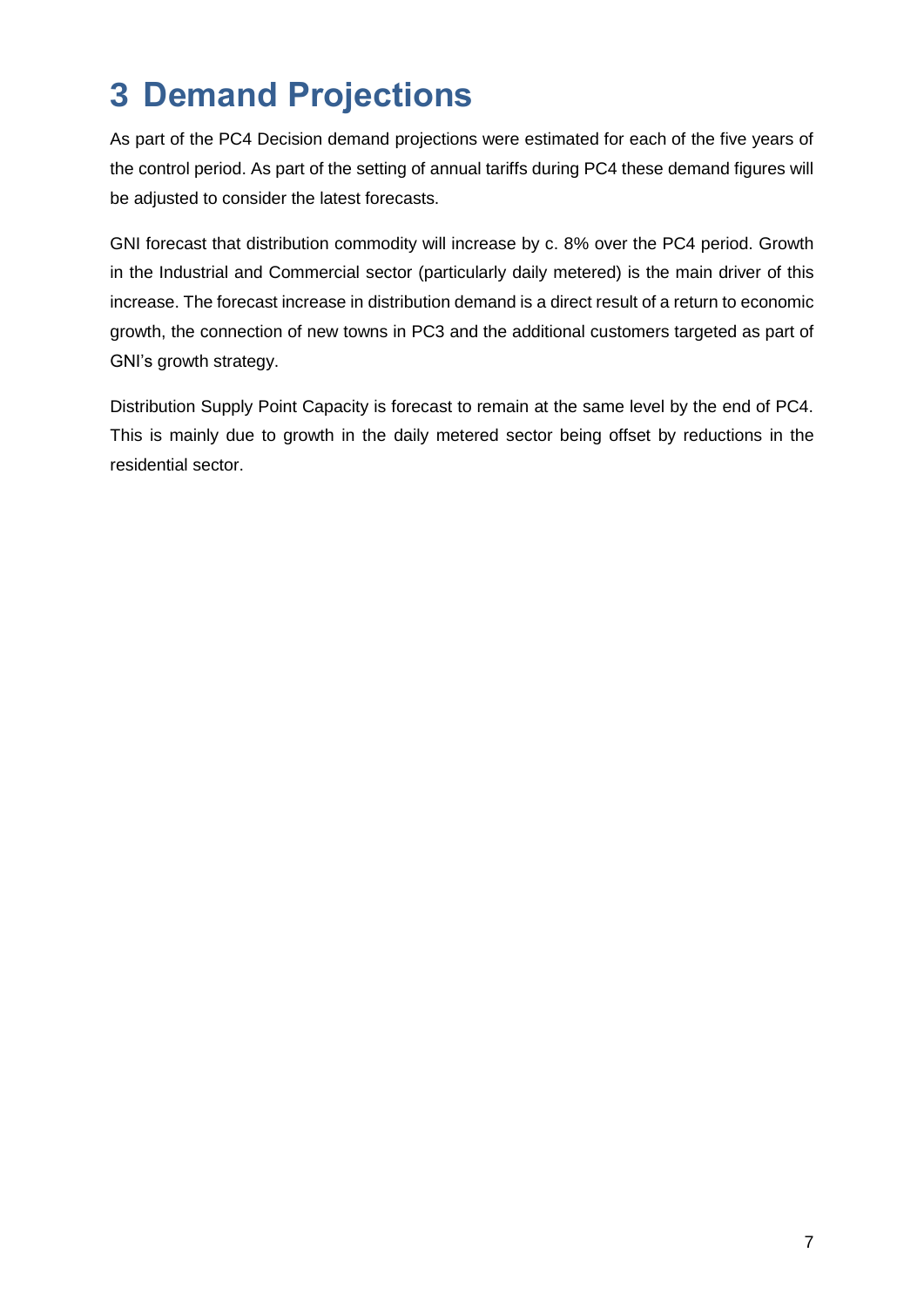# 3 Demand Projections

As part of the PC4 Decision demand projections were estimated for each of the five years of the control period. As part of the setting of annual tariffs during PC4 these demand figures will be adjusted to consider the latest forecasts.

GNI forecast that distribution commodity will increase by c. 8% over the PC4 period. Growth in the Industrial and Commercial sector (particularly daily metered) is the main driver of this increase. The forecast increase in distribution demand is a direct result of a return to economic growth, the connection of new towns in PC3 and the additional customers targeted as part of GNI's growth strategy.

Distribution Supply Point Capacity is forecast to remain at the same level by the end of PC4. This is mainly due to growth in the daily metered sector being offset by reductions in the residential sector.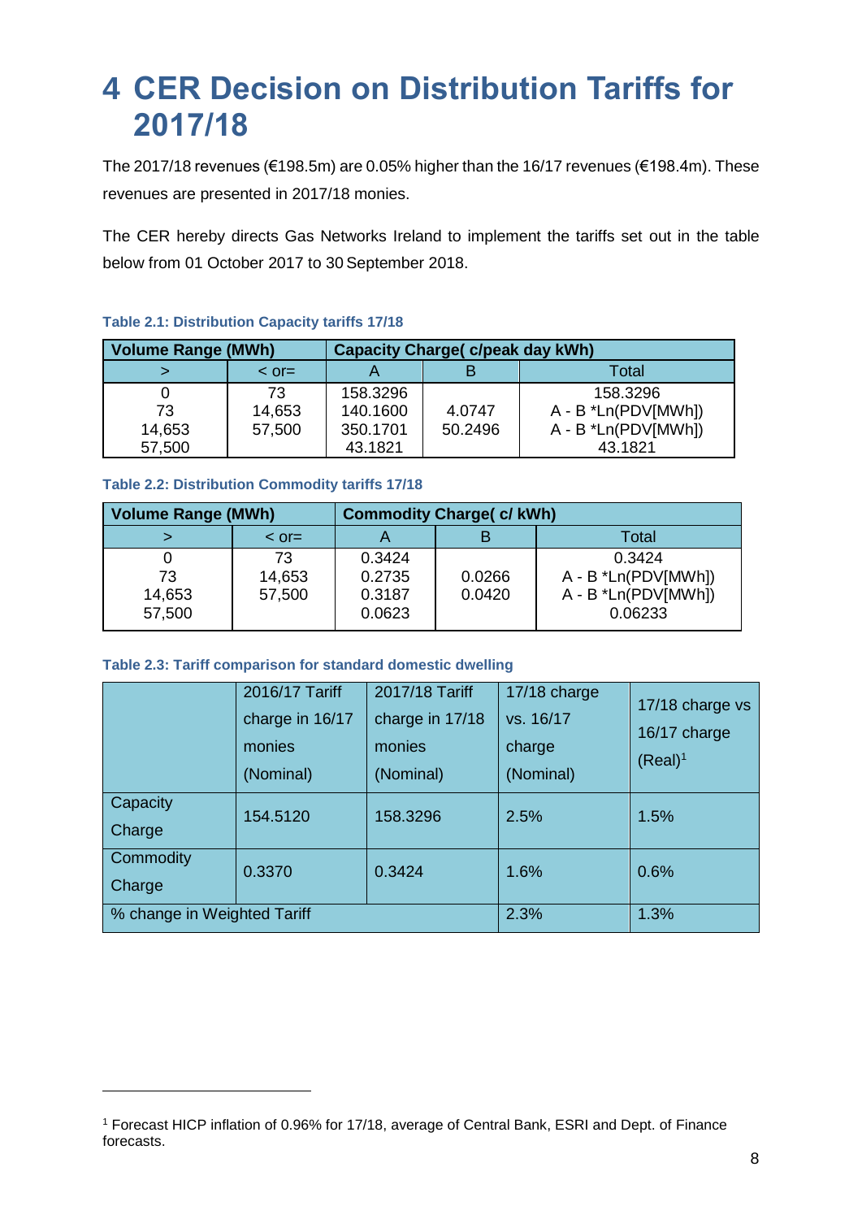# 4 CER Decision on Distribution Tariffs for 2017/18

The 2017/18 revenues (€198.5m) are 0.05% higher than the 16/17 revenues (€198.4m). These revenues are presented in 2017/18 monies.

The CER hereby directs Gas Networks Ireland to implement the tariffs set out in the table below from 01 October 2017 to 30 September 2018.

**Table 2.1: Distribution Capacity tariffs 17/18**

| Volume Range (MWh) | | Capacity Charge( c/peak day kWh) | | |
|---|---|---|---|---|
| > | < or= | A | B | Total |
| 0 | 73 | 158.3296 | | 158.3296 |
| 73 | 14,653 | 140.1600 | 4.0747 | A - B *Ln(PDV[MWh]) |
| 14,653 | 57,500 | 350.1701 | 50.2496 | A - B *Ln(PDV[MWh]) |
| 57,500 | | 43.1821 | | 43.1821 |

**Table 2.2: Distribution Commodity tariffs 17/18**

| Volume Range (MWh) | | Commodity Charge( c/ kWh) | | |
|---|---|---|---|---|
| > | < or= | A | B | Total |
| 0 | 73 | 0.3424 | | 0.3424 |
| 73 | 14,653 | 0.2735 | 0.0266 | A - B *Ln(PDV[MWh]) |
| 14,653 | 57,500 | 0.3187 | 0.0420 | A - B *Ln(PDV[MWh]) |
| 57,500 | | 0.0623 | | 0.06233 |

**Table 2.3: Tariff comparison for standard domestic dwelling**

| | 2016/17 Tariff charge in 16/17 monies (Nominal) | 2017/18 Tariff charge in 17/18 monies (Nominal) | 17/18 charge vs. 16/17 charge (Nominal) | 17/18 charge vs 16/17 charge (Real)[1] |
|---|---|---|---|---|
| Capacity Charge | 154.5120 | 158.3296 | 2.5% | 1.5% |
| Commodity Charge | 0.3370 | 0.3424 | 1.6% | 0.6% |
| % change in Weighted Tariff | | | 2.3% | 1.3% |

[1] Forecast HICP inflation of 0.96% for 17/18, average of Central Bank, ESRI and Dept. of Finance forecasts.